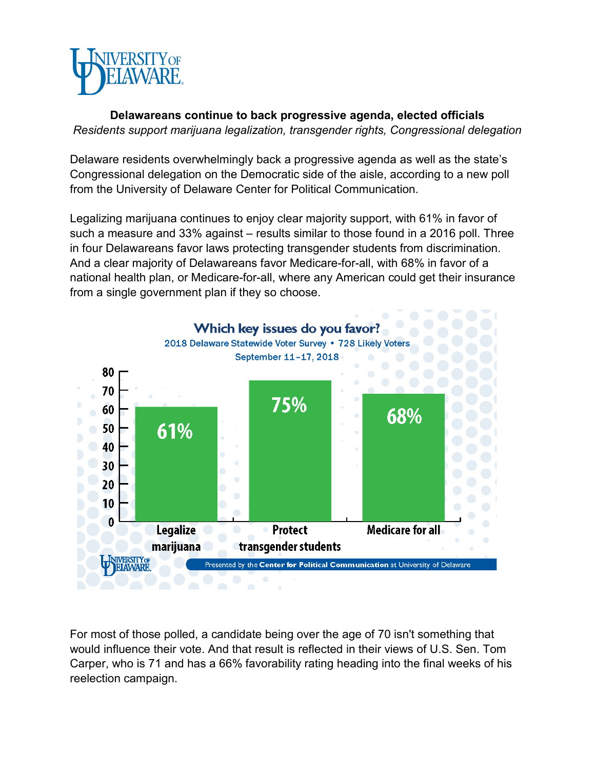**Delawareans continue to back progressive agenda, elected officials**

*Residents support marijuana legalization, transgender rights, Congressional delegation*

Delaware residents overwhelmingly back a progressive agenda as well as the state's Congressional delegation on the Democratic side of the aisle, according to a new poll from the University of Delaware Center for Political Communication.

Legalizing marijuana continues to enjoy clear majority support, with 61% in favor of such a measure and 33% against – results similar to those found in a 2016 poll. Three in four Delawareans favor laws protecting transgender students from discrimination. And a clear majority of Delawareans favor Medicare-for-all, with 68% in favor of a national health plan, or Medicare-for-all, where any American could get their insurance from a single government plan if they so choose.

**Which key issues do you favor?**

2018 Delaware Statewide Voter Survey • 728 Likely Voters

September 11-17, 2018

| Issue | Favor |
| --- | --- |
| Legalize marijuana | 61% |
| Protect transgender students | 75% |
| Medicare for all | 68% |

Presented by the **Center for Political Communication** at University of Delaware

For most of those polled, a candidate being over the age of 70 isn't something that would influence their vote. And that result is reflected in their views of U.S. Sen. Tom Carper, who is 71 and has a 66% favorability rating heading into the final weeks of his reelection campaign.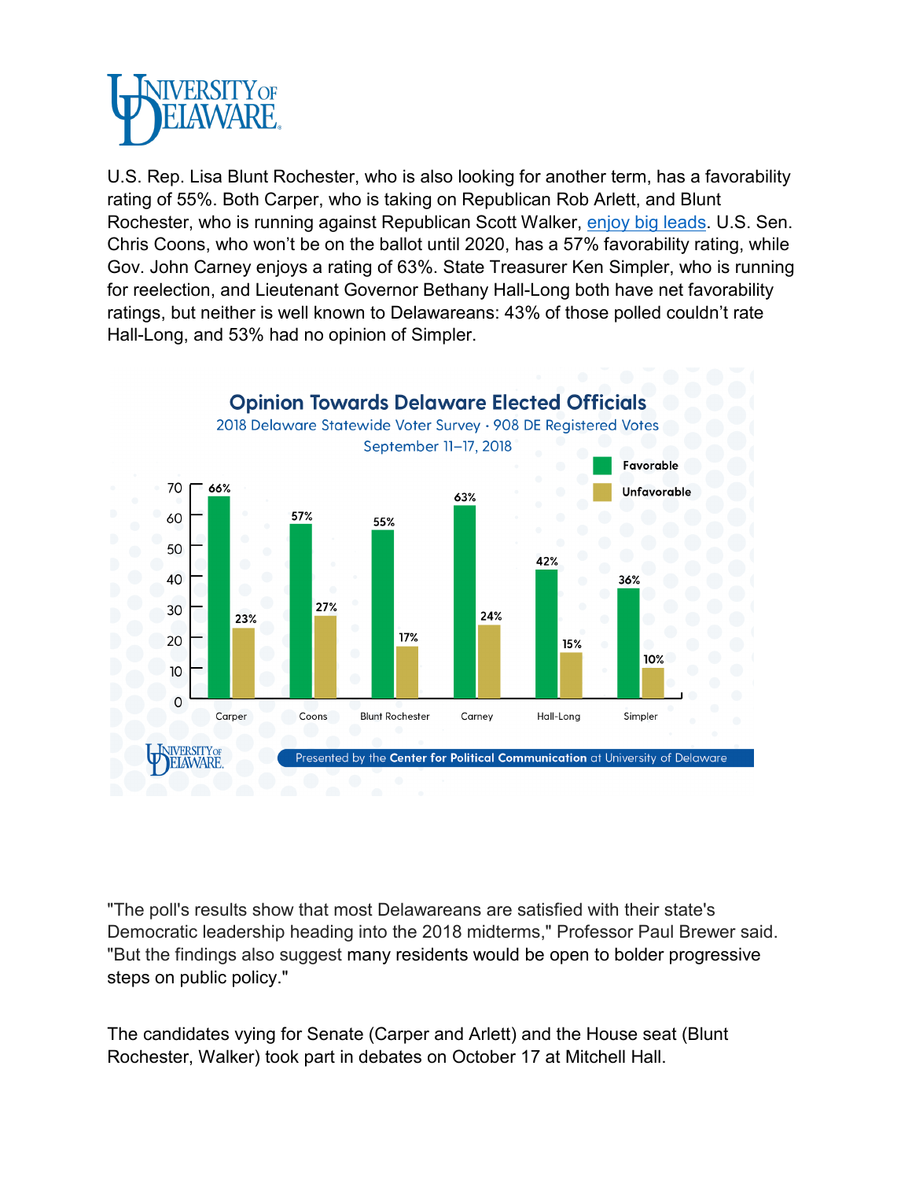U.S. Rep. Lisa Blunt Rochester, who is also looking for another term, has a favorability rating of 55%. Both Carper, who is taking on Republican Rob Arlett, and Blunt Rochester, who is running against Republican Scott Walker, enjoy big leads. U.S. Sen. Chris Coons, who won't be on the ballot until 2020, has a 57% favorability rating, while Gov. John Carney enjoys a rating of 63%. State Treasurer Ken Simpler, who is running for reelection, and Lieutenant Governor Bethany Hall-Long both have net favorability ratings, but neither is well known to Delawareans: 43% of those polled couldn't rate Hall-Long, and 53% had no opinion of Simpler.

**Opinion Towards Delaware Elected Officials**

2018 Delaware Statewide Voter Survey · 908 DE Registered Votes

September 11–17, 2018

| | Favorable | Unfavorable |
|---|---|---|
| Carper | 66% | 23% |
| Coons | 57% | 27% |
| Blunt Rochester | 55% | 17% |
| Carney | 63% | 24% |
| Hall-Long | 42% | 15% |
| Simpler | 36% | 10% |

Presented by the **Center for Political Communication** at University of Delaware

"The poll's results show that most Delawareans are satisfied with their state's Democratic leadership heading into the 2018 midterms," Professor Paul Brewer said. "But the findings also suggest many residents would be open to bolder progressive steps on public policy."

The candidates vying for Senate (Carper and Arlett) and the House seat (Blunt Rochester, Walker) took part in debates on October 17 at Mitchell Hall.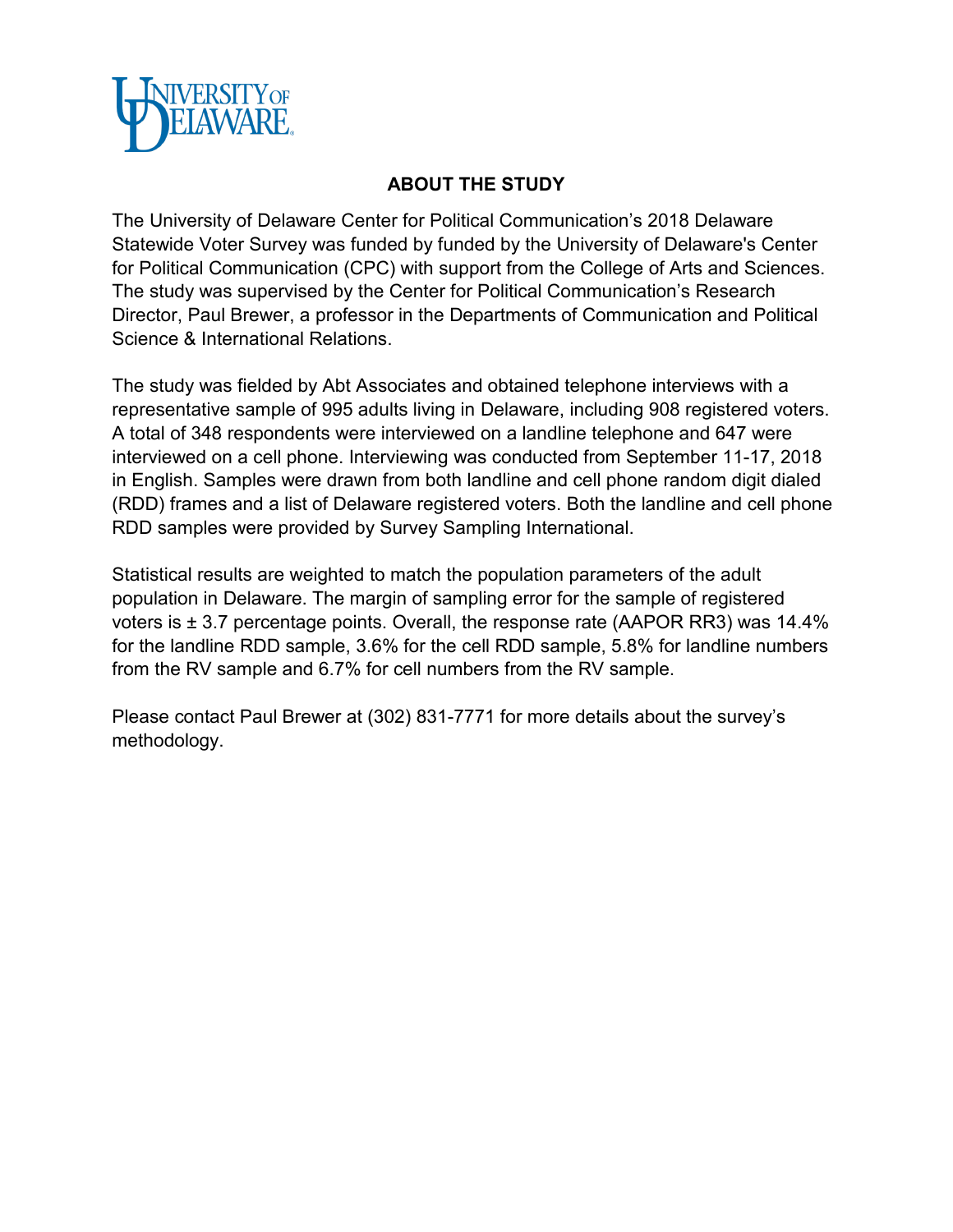## ABOUT THE STUDY

The University of Delaware Center for Political Communication's 2018 Delaware Statewide Voter Survey was funded by funded by the University of Delaware's Center for Political Communication (CPC) with support from the College of Arts and Sciences. The study was supervised by the Center for Political Communication's Research Director, Paul Brewer, a professor in the Departments of Communication and Political Science & International Relations.

The study was fielded by Abt Associates and obtained telephone interviews with a representative sample of 995 adults living in Delaware, including 908 registered voters. A total of 348 respondents were interviewed on a landline telephone and 647 were interviewed on a cell phone. Interviewing was conducted from September 11-17, 2018 in English. Samples were drawn from both landline and cell phone random digit dialed (RDD) frames and a list of Delaware registered voters. Both the landline and cell phone RDD samples were provided by Survey Sampling International.

Statistical results are weighted to match the population parameters of the adult population in Delaware. The margin of sampling error for the sample of registered voters is ± 3.7 percentage points. Overall, the response rate (AAPOR RR3) was 14.4% for the landline RDD sample, 3.6% for the cell RDD sample, 5.8% for landline numbers from the RV sample and 6.7% for cell numbers from the RV sample.

Please contact Paul Brewer at (302) 831-7771 for more details about the survey's methodology.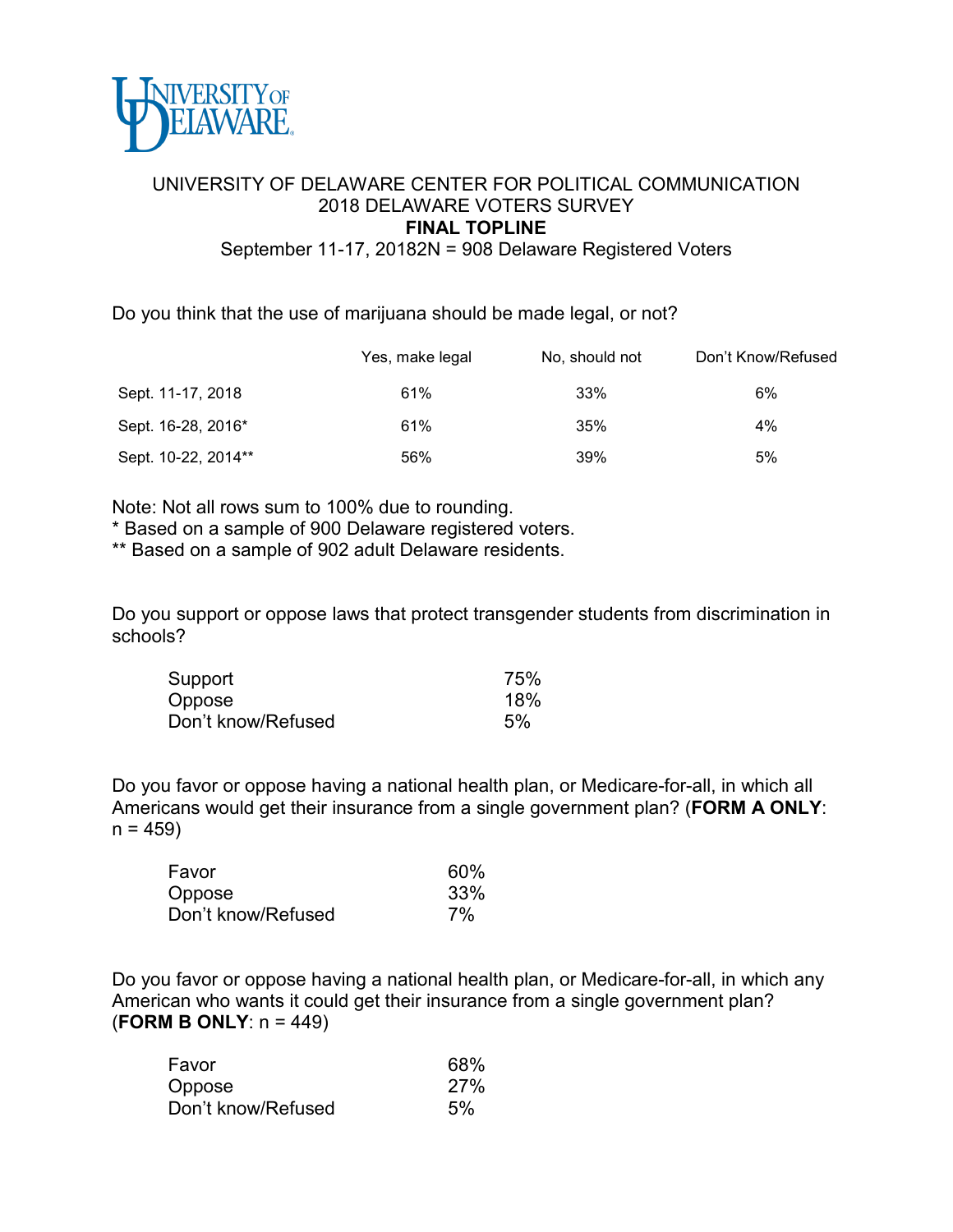UNIVERSITY OF DELAWARE

UNIVERSITY OF DELAWARE CENTER FOR POLITICAL COMMUNICATION
2018 DELAWARE VOTERS SURVEY
**FINAL TOPLINE**
September 11-17, 20182N = 908 Delaware Registered Voters

Do you think that the use of marijuana should be made legal, or not?

| | Yes, make legal | No, should not | Don't Know/Refused |
|---|---|---|---|
| Sept. 11-17, 2018 | 61% | 33% | 6% |
| Sept. 16-28, 2016* | 61% | 35% | 4% |
| Sept. 10-22, 2014** | 56% | 39% | 5% |

Note: Not all rows sum to 100% due to rounding.
* Based on a sample of 900 Delaware registered voters.
** Based on a sample of 902 adult Delaware residents.

Do you support or oppose laws that protect transgender students from discrimination in schools?

| | |
|---|---|
| Support | 75% |
| Oppose | 18% |
| Don't know/Refused | 5% |

Do you favor or oppose having a national health plan, or Medicare-for-all, in which all Americans would get their insurance from a single government plan? (**FORM A ONLY**: n = 459)

| | |
|---|---|
| Favor | 60% |
| Oppose | 33% |
| Don't know/Refused | 7% |

Do you favor or oppose having a national health plan, or Medicare-for-all, in which any American who wants it could get their insurance from a single government plan? (**FORM B ONLY**: n = 449)

| | |
|---|---|
| Favor | 68% |
| Oppose | 27% |
| Don't know/Refused | 5% |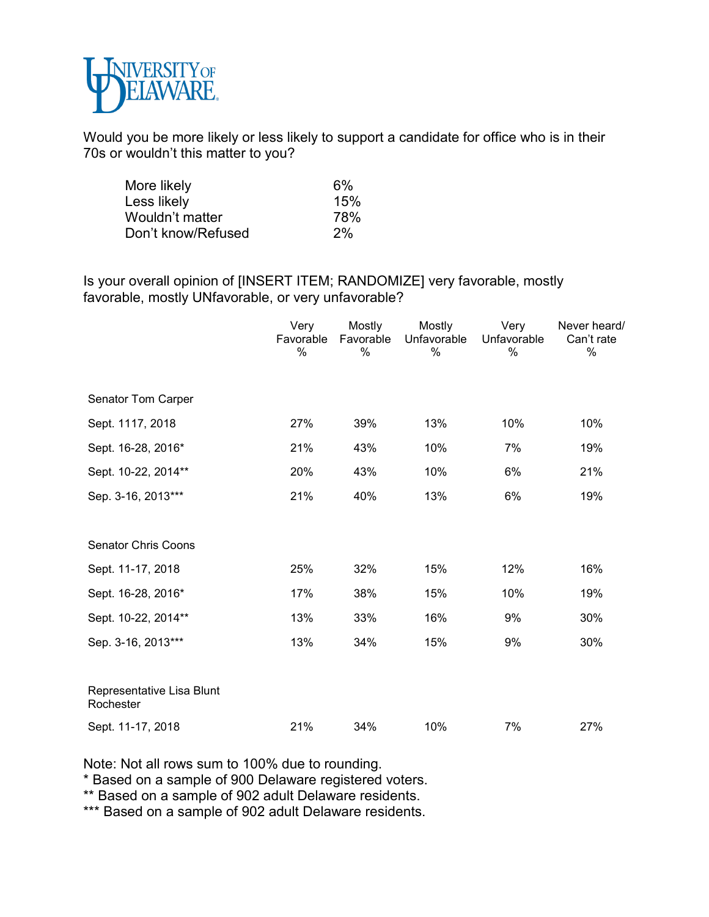Would you be more likely or less likely to support a candidate for office who is in their 70s or wouldn't this matter to you?

| | |
|---|---|
| More likely | 6% |
| Less likely | 15% |
| Wouldn't matter | 78% |
| Don't know/Refused | 2% |

Is your overall opinion of [INSERT ITEM; RANDOMIZE] very favorable, mostly favorable, mostly UNfavorable, or very unfavorable?

| | Very Favorable % | Mostly Favorable % | Mostly Unfavorable % | Very Unfavorable % | Never heard/ Can't rate % |
|---|---|---|---|---|---|
| **Senator Tom Carper** | | | | | |
| Sept. 1117, 2018 | 27% | 39% | 13% | 10% | 10% |
| Sept. 16-28, 2016* | 21% | 43% | 10% | 7% | 19% |
| Sept. 10-22, 2014** | 20% | 43% | 10% | 6% | 21% |
| Sep. 3-16, 2013*** | 21% | 40% | 13% | 6% | 19% |
| **Senator Chris Coons** | | | | | |
| Sept. 11-17, 2018 | 25% | 32% | 15% | 12% | 16% |
| Sept. 16-28, 2016* | 17% | 38% | 15% | 10% | 19% |
| Sept. 10-22, 2014** | 13% | 33% | 16% | 9% | 30% |
| Sep. 3-16, 2013*** | 13% | 34% | 15% | 9% | 30% |
| **Representative Lisa Blunt Rochester** | | | | | |
| Sept. 11-17, 2018 | 21% | 34% | 10% | 7% | 27% |

Note: Not all rows sum to 100% due to rounding.
* Based on a sample of 900 Delaware registered voters.
** Based on a sample of 902 adult Delaware residents.
*** Based on a sample of 902 adult Delaware residents.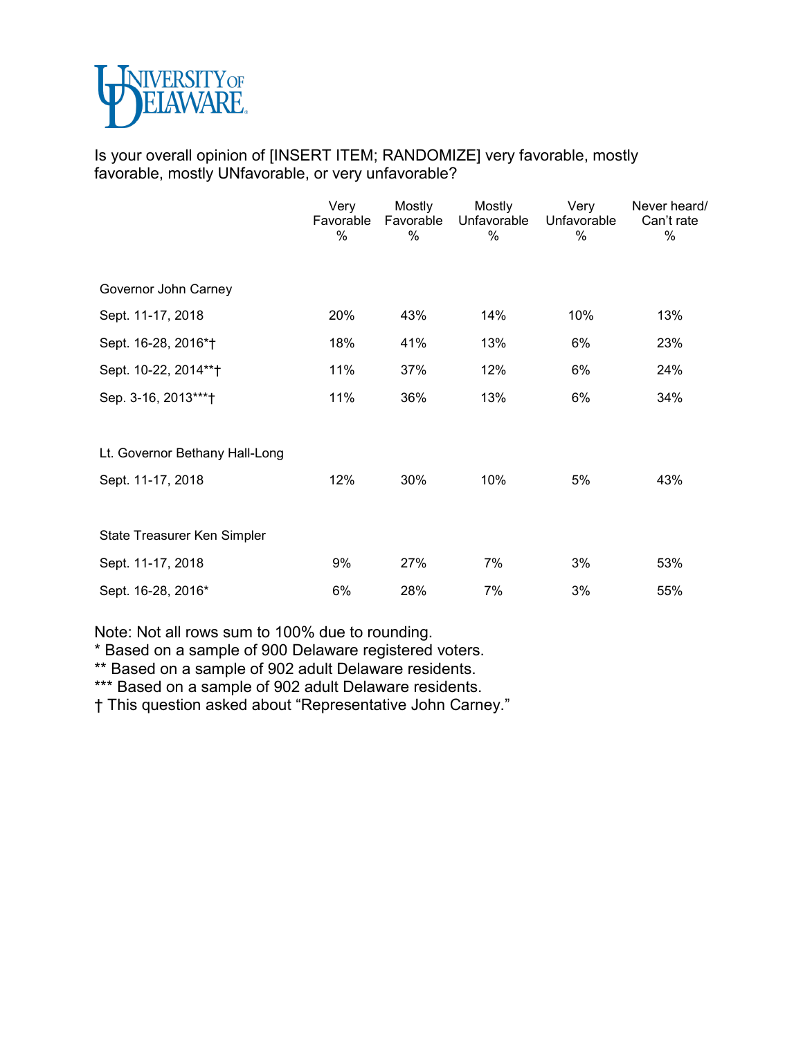University of Delaware

Is your overall opinion of [INSERT ITEM; RANDOMIZE] very favorable, mostly favorable, mostly UNfavorable, or very unfavorable?

| | Very Favorable % | Mostly Favorable % | Mostly Unfavorable % | Very Unfavorable % | Never heard/ Can't rate % |
|---|---|---|---|---|---|
| Governor John Carney | | | | | |
| Sept. 11-17, 2018 | 20% | 43% | 14% | 10% | 13% |
| Sept. 16-28, 2016*† | 18% | 41% | 13% | 6% | 23% |
| Sept. 10-22, 2014**† | 11% | 37% | 12% | 6% | 24% |
| Sep. 3-16, 2013***† | 11% | 36% | 13% | 6% | 34% |
| Lt. Governor Bethany Hall-Long | | | | | |
| Sept. 11-17, 2018 | 12% | 30% | 10% | 5% | 43% |
| State Treasurer Ken Simpler | | | | | |
| Sept. 11-17, 2018 | 9% | 27% | 7% | 3% | 53% |
| Sept. 16-28, 2016* | 6% | 28% | 7% | 3% | 55% |

Note: Not all rows sum to 100% due to rounding.
* Based on a sample of 900 Delaware registered voters.
** Based on a sample of 902 adult Delaware residents.
*** Based on a sample of 902 adult Delaware residents.
† This question asked about "Representative John Carney."